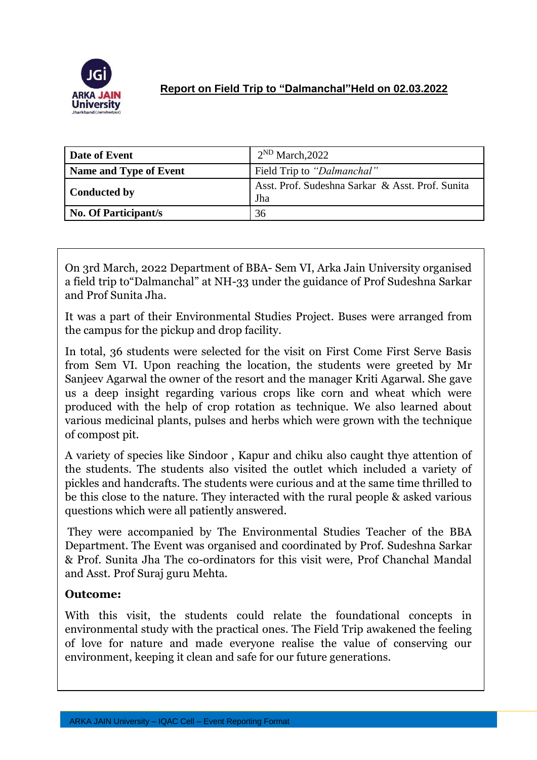**ARKA JAIN University**
Jharkhand (Jamshedpur)

## Report on Field Trip to "Dalmanchal"Held on 02.03.2022

| **Date of Event** | $2^{ND}$ March,2022 |
|---|---|
| **Name and Type of Event** | Field Trip to *"Dalmanchal"* |
| **Conducted by** | Asst. Prof. Sudeshna Sarkar & Asst. Prof. Sunita Jha |
| **No. Of Participant/s** | 36 |

On 3rd March, 2022 Department of BBA- Sem VI, Arka Jain University organised a field trip to"Dalmanchal" at NH-33 under the guidance of Prof Sudeshna Sarkar and Prof Sunita Jha.

It was a part of their Environmental Studies Project. Buses were arranged from the campus for the pickup and drop facility.

In total, 36 students were selected for the visit on First Come First Serve Basis from Sem VI. Upon reaching the location, the students were greeted by Mr Sanjeev Agarwal the owner of the resort and the manager Kriti Agarwal. She gave us a deep insight regarding various crops like corn and wheat which were produced with the help of crop rotation as technique. We also learned about various medicinal plants, pulses and herbs which were grown with the technique of compost pit.

A variety of species like Sindoor , Kapur and chiku also caught thye attention of the students. The students also visited the outlet which included a variety of pickles and handcrafts. The students were curious and at the same time thrilled to be this close to the nature. They interacted with the rural people & asked various questions which were all patiently answered.

They were accompanied by The Environmental Studies Teacher of the BBA Department. The Event was organised and coordinated by Prof. Sudeshna Sarkar & Prof. Sunita Jha The co-ordinators for this visit were, Prof Chanchal Mandal and Asst. Prof Suraj guru Mehta.

**Outcome:**

With this visit, the students could relate the foundational concepts in environmental study with the practical ones. The Field Trip awakened the feeling of love for nature and made everyone realise the value of conserving our environment, keeping it clean and safe for our future generations.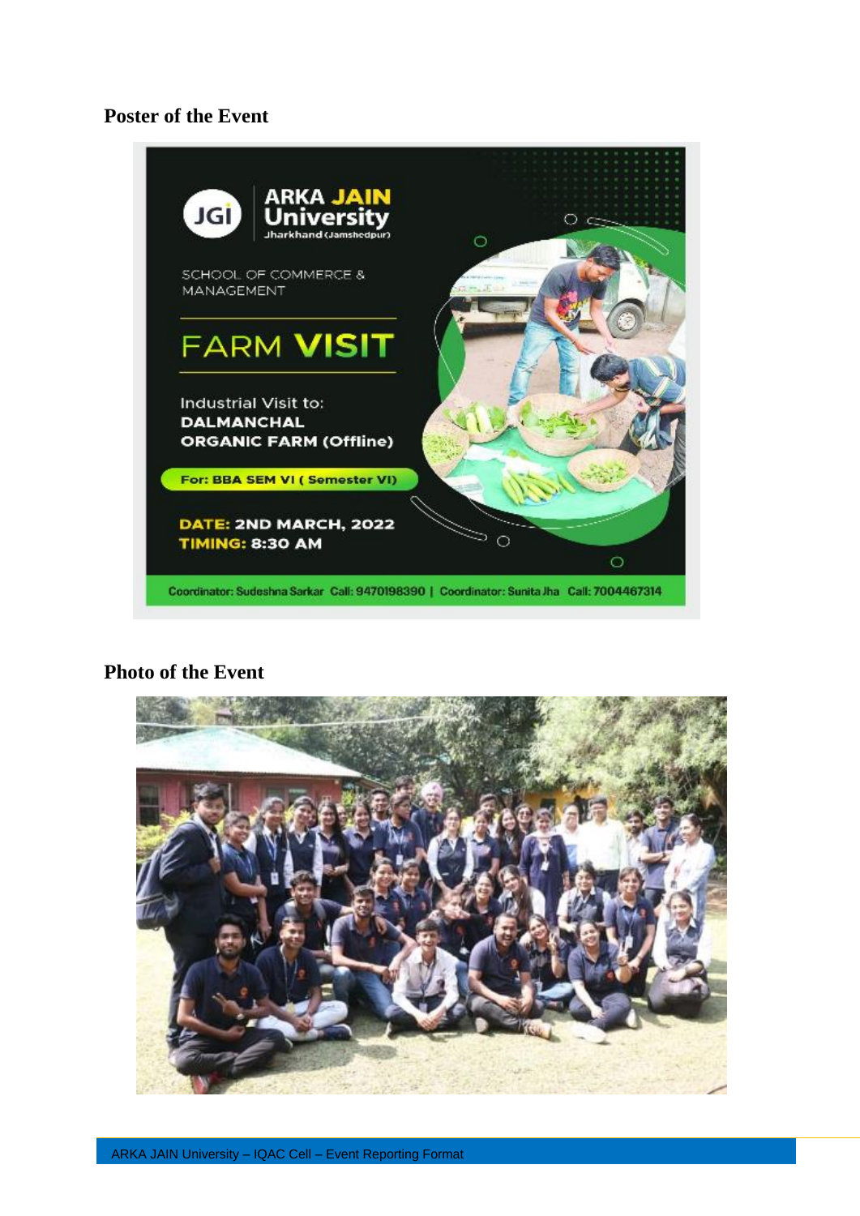## Poster of the Event

ARKA JAIN University
Jharkhand (Jamshedpur)

SCHOOL OF COMMERCE & MANAGEMENT

FARM **VISIT**

Industrial Visit to:
**DALMANCHAL ORGANIC FARM (Offline)**

**For: BBA SEM VI ( Semester VI)**

**DATE: 2ND MARCH, 2022**
**TIMING: 8:30 AM**

Coordinator: Sudeshna Sarkar Call: 9470198390 | Coordinator: Sunita Jha Call: 7004467314

## Photo of the Event